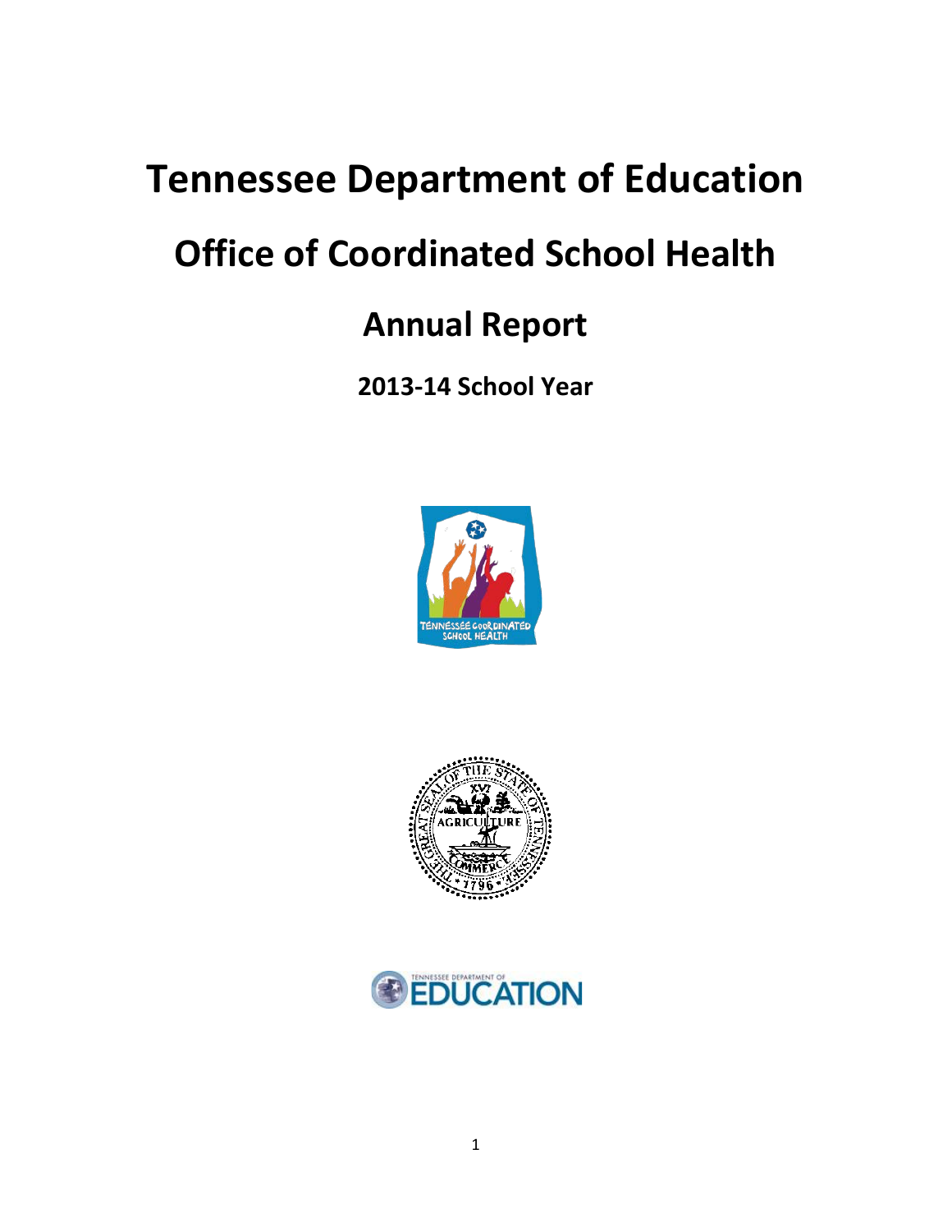# Tennessee Department of Education

## Office of Coordinated School Health

## Annual Report

**2013-14 School Year**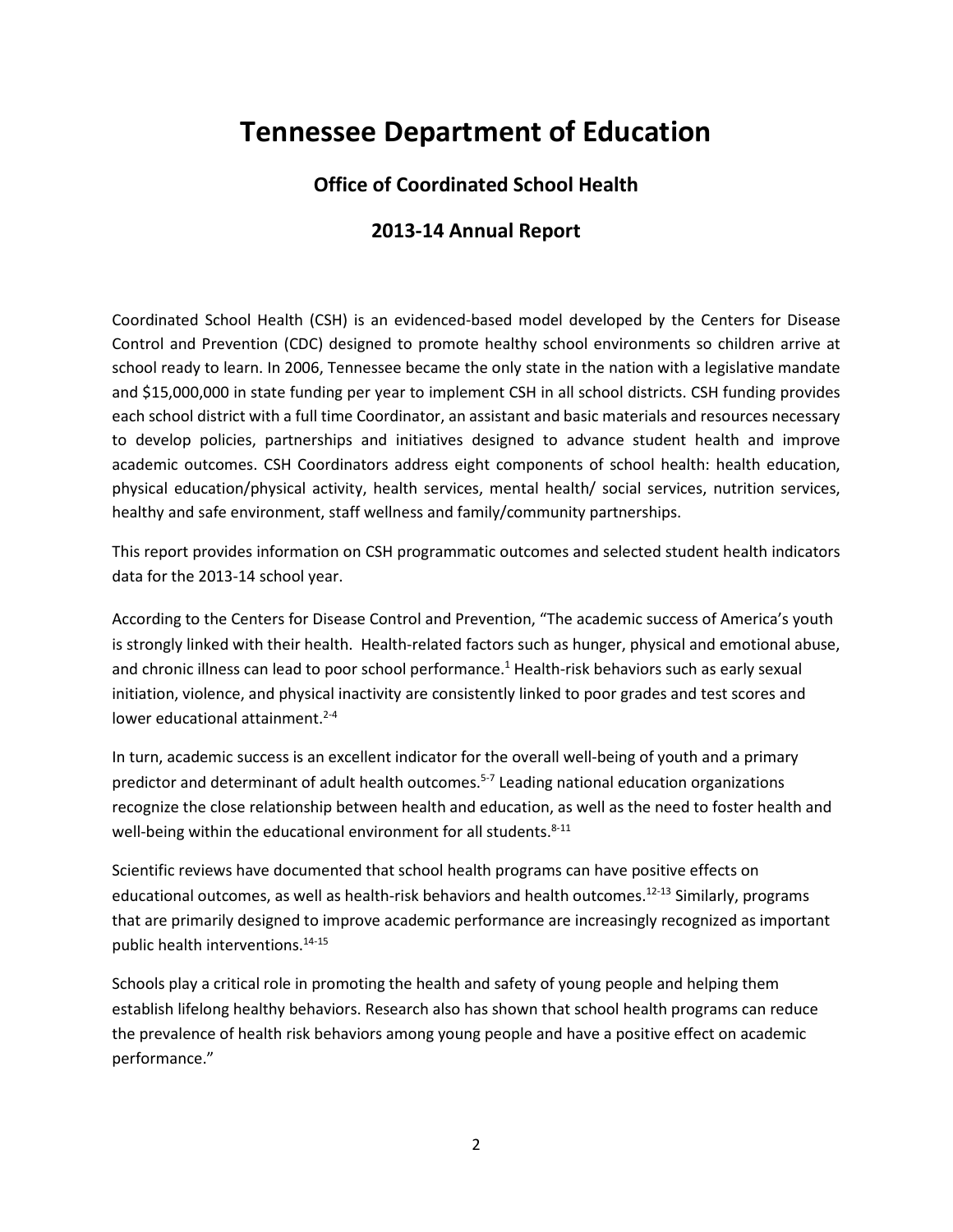# Tennessee Department of Education

## Office of Coordinated School Health

## 2013-14 Annual Report

Coordinated School Health (CSH) is an evidenced-based model developed by the Centers for Disease Control and Prevention (CDC) designed to promote healthy school environments so children arrive at school ready to learn. In 2006, Tennessee became the only state in the nation with a legislative mandate and $15,000,000 in state funding per year to implement CSH in all school districts. CSH funding provides each school district with a full time Coordinator, an assistant and basic materials and resources necessary to develop policies, partnerships and initiatives designed to advance student health and improve academic outcomes. CSH Coordinators address eight components of school health: health education, physical education/physical activity, health services, mental health/ social services, nutrition services, healthy and safe environment, staff wellness and family/community partnerships.

This report provides information on CSH programmatic outcomes and selected student health indicators data for the 2013-14 school year.

According to the Centers for Disease Control and Prevention, "The academic success of America's youth is strongly linked with their health. Health-related factors such as hunger, physical and emotional abuse, and chronic illness can lead to poor school performance.[1] Health-risk behaviors such as early sexual initiation, violence, and physical inactivity are consistently linked to poor grades and test scores and lower educational attainment.[2-4]

In turn, academic success is an excellent indicator for the overall well-being of youth and a primary predictor and determinant of adult health outcomes.[5-7] Leading national education organizations recognize the close relationship between health and education, as well as the need to foster health and well-being within the educational environment for all students.[8-11]

Scientific reviews have documented that school health programs can have positive effects on educational outcomes, as well as health-risk behaviors and health outcomes.[12-13] Similarly, programs that are primarily designed to improve academic performance are increasingly recognized as important public health interventions.[14-15]

Schools play a critical role in promoting the health and safety of young people and helping them establish lifelong healthy behaviors. Research also has shown that school health programs can reduce the prevalence of health risk behaviors among young people and have a positive effect on academic performance."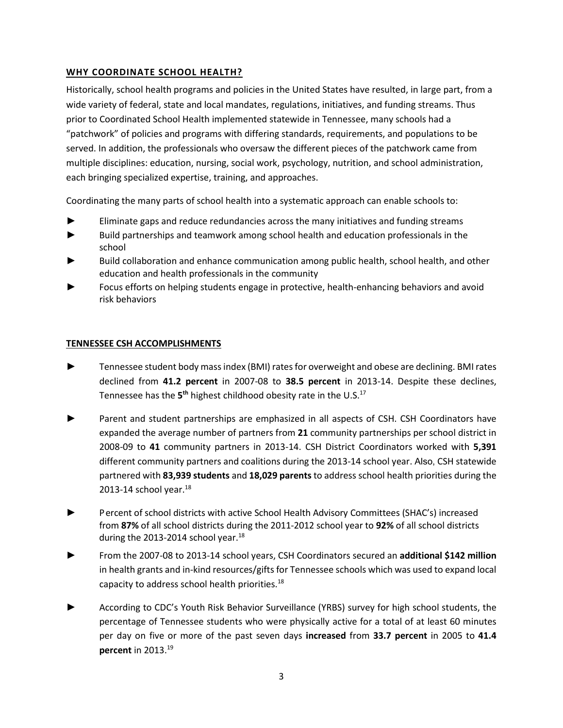## WHY COORDINATE SCHOOL HEALTH?

Historically, school health programs and policies in the United States have resulted, in large part, from a wide variety of federal, state and local mandates, regulations, initiatives, and funding streams. Thus prior to Coordinated School Health implemented statewide in Tennessee, many schools had a "patchwork" of policies and programs with differing standards, requirements, and populations to be served. In addition, the professionals who oversaw the different pieces of the patchwork came from multiple disciplines: education, nursing, social work, psychology, nutrition, and school administration, each bringing specialized expertise, training, and approaches.

Coordinating the many parts of school health into a systematic approach can enable schools to:

- ► Eliminate gaps and reduce redundancies across the many initiatives and funding streams
- ► Build partnerships and teamwork among school health and education professionals in the school
- ► Build collaboration and enhance communication among public health, school health, and other education and health professionals in the community
- ► Focus efforts on helping students engage in protective, health-enhancing behaviors and avoid risk behaviors

## TENNESSEE CSH ACCOMPLISHMENTS

- ► Tennessee student body mass index (BMI) rates for overweight and obese are declining. BMI rates declined from **41.2 percent** in 2007-08 to **38.5 percent** in 2013-14. Despite these declines, Tennessee has the **5th** highest childhood obesity rate in the U.S.[17]

- ► Parent and student partnerships are emphasized in all aspects of CSH. CSH Coordinators have expanded the average number of partners from **21** community partnerships per school district in 2008-09 to **41** community partners in 2013-14. CSH District Coordinators worked with **5,391** different community partners and coalitions during the 2013-14 school year. Also, CSH statewide partnered with **83,939 students** and **18,029 parents** to address school health priorities during the 2013-14 school year.[18]

- ► Percent of school districts with active School Health Advisory Committees (SHAC's) increased from **87%** of all school districts during the 2011-2012 school year to **92%** of all school districts during the 2013-2014 school year.[18]

- ► From the 2007-08 to 2013-14 school years, CSH Coordinators secured an **additional $142 million** in health grants and in-kind resources/gifts for Tennessee schools which was used to expand local capacity to address school health priorities.[18]

- ► According to CDC's Youth Risk Behavior Surveillance (YRBS) survey for high school students, the percentage of Tennessee students who were physically active for a total of at least 60 minutes per day on five or more of the past seven days **increased** from **33.7 percent** in 2005 to **41.4 percent** in 2013.[19]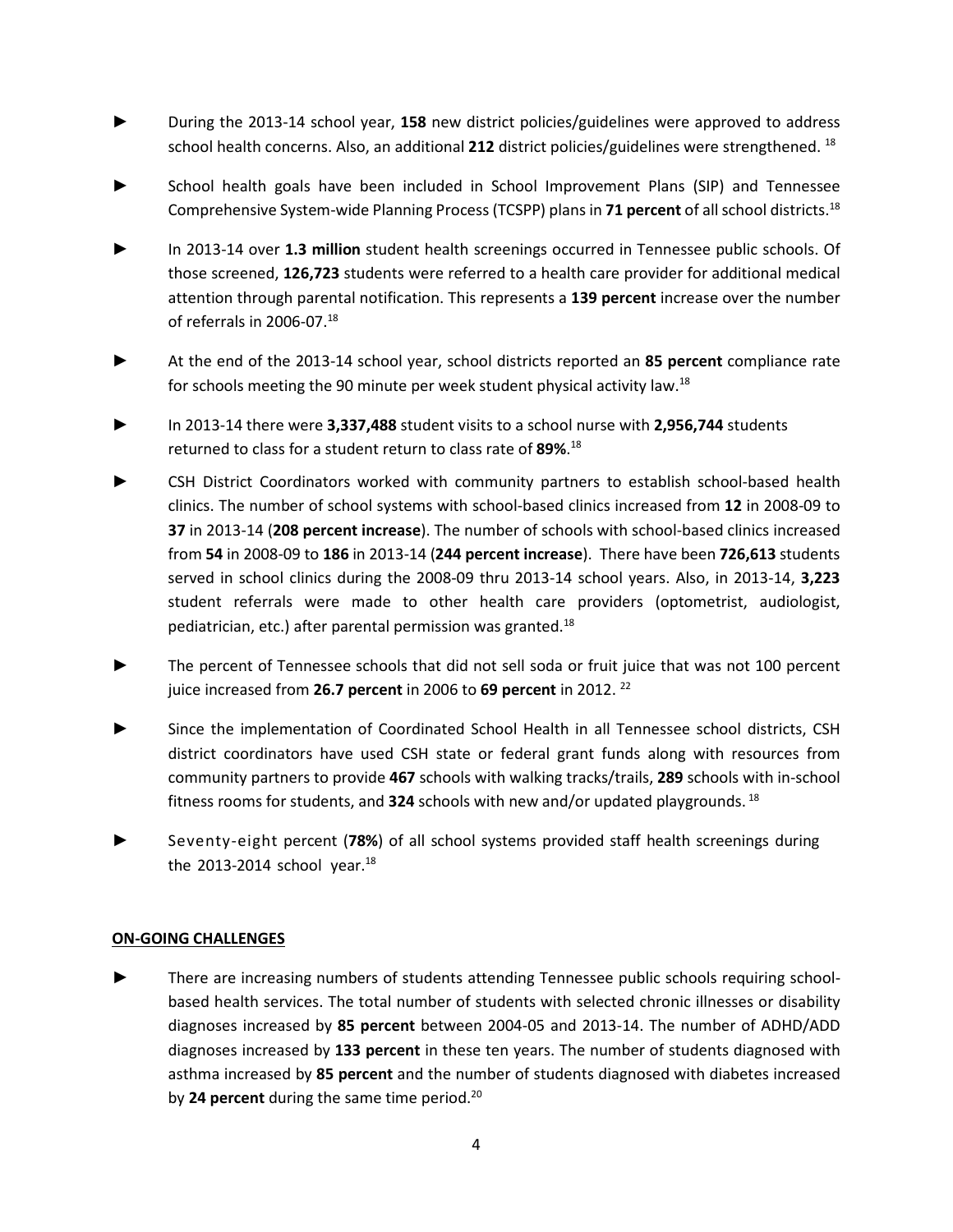- During the 2013-14 school year, **158** new district policies/guidelines were approved to address school health concerns. Also, an additional **212** district policies/guidelines were strengthened. [18]

- School health goals have been included in School Improvement Plans (SIP) and Tennessee Comprehensive System-wide Planning Process (TCSPP) plans in **71 percent** of all school districts.[18]

- In 2013-14 over **1.3 million** student health screenings occurred in Tennessee public schools. Of those screened, **126,723** students were referred to a health care provider for additional medical attention through parental notification. This represents a **139 percent** increase over the number of referrals in 2006-07.[18]

- At the end of the 2013-14 school year, school districts reported an **85 percent** compliance rate for schools meeting the 90 minute per week student physical activity law.[18]

- In 2013-14 there were **3,337,488** student visits to a school nurse with **2,956,744** students returned to class for a student return to class rate of **89%**.[18]

- CSH District Coordinators worked with community partners to establish school-based health clinics. The number of school systems with school-based clinics increased from **12** in 2008-09 to **37** in 2013-14 (**208 percent increase**). The number of schools with school-based clinics increased from **54** in 2008-09 to **186** in 2013-14 (**244 percent increase**). There have been **726,613** students served in school clinics during the 2008-09 thru 2013-14 school years. Also, in 2013-14, **3,223** student referrals were made to other health care providers (optometrist, audiologist, pediatrician, etc.) after parental permission was granted.[18]

- The percent of Tennessee schools that did not sell soda or fruit juice that was not 100 percent juice increased from **26.7 percent** in 2006 to **69 percent** in 2012. [22]

- Since the implementation of Coordinated School Health in all Tennessee school districts, CSH district coordinators have used CSH state or federal grant funds along with resources from community partners to provide **467** schools with walking tracks/trails, **289** schools with in-school fitness rooms for students, and **324** schools with new and/or updated playgrounds. [18]

- Seventy-eight percent (**78%**) of all school systems provided staff health screenings during the 2013-2014 school year.[18]

## ON-GOING CHALLENGES

- There are increasing numbers of students attending Tennessee public schools requiring school-based health services. The total number of students with selected chronic illnesses or disability diagnoses increased by **85 percent** between 2004-05 and 2013-14. The number of ADHD/ADD diagnoses increased by **133 percent** in these ten years. The number of students diagnosed with asthma increased by **85 percent** and the number of students diagnosed with diabetes increased by **24 percent** during the same time period.[20]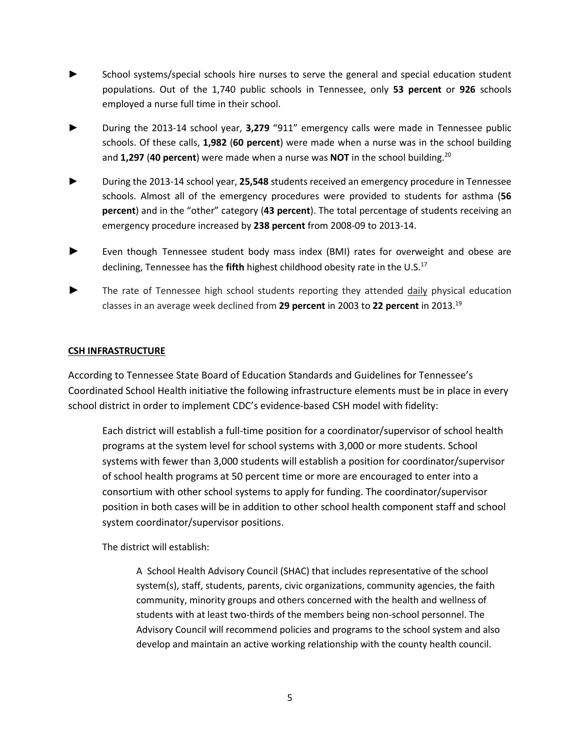- School systems/special schools hire nurses to serve the general and special education student populations. Out of the 1,740 public schools in Tennessee, only **53 percent** or **926** schools employed a nurse full time in their school.
- During the 2013-14 school year, **3,279** "911" emergency calls were made in Tennessee public schools. Of these calls, **1,982** (**60 percent**) were made when a nurse was in the school building and **1,297** (**40 percent**) were made when a nurse was **NOT** in the school building.[20]
- During the 2013-14 school year, **25,548** students received an emergency procedure in Tennessee schools. Almost all of the emergency procedures were provided to students for asthma (**56 percent**) and in the "other" category (**43 percent**). The total percentage of students receiving an emergency procedure increased by **238 percent** from 2008-09 to 2013-14.
- Even though Tennessee student body mass index (BMI) rates for overweight and obese are declining, Tennessee has the **fifth** highest childhood obesity rate in the U.S.[17]
- The rate of Tennessee high school students reporting they attended daily physical education classes in an average week declined from **29 percent** in 2003 to **22 percent** in 2013.[19]

## CSH INFRASTRUCTURE

According to Tennessee State Board of Education Standards and Guidelines for Tennessee's Coordinated School Health initiative the following infrastructure elements must be in place in every school district in order to implement CDC's evidence-based CSH model with fidelity:

> Each district will establish a full-time position for a coordinator/supervisor of school health programs at the system level for school systems with 3,000 or more students. School systems with fewer than 3,000 students will establish a position for coordinator/supervisor of school health programs at 50 percent time or more are encouraged to enter into a consortium with other school systems to apply for funding. The coordinator/supervisor position in both cases will be in addition to other school health component staff and school system coordinator/supervisor positions.
>
> The district will establish:
>
> > A School Health Advisory Council (SHAC) that includes representative of the school system(s), staff, students, parents, civic organizations, community agencies, the faith community, minority groups and others concerned with the health and wellness of students with at least two-thirds of the members being non-school personnel. The Advisory Council will recommend policies and programs to the school system and also develop and maintain an active working relationship with the county health council.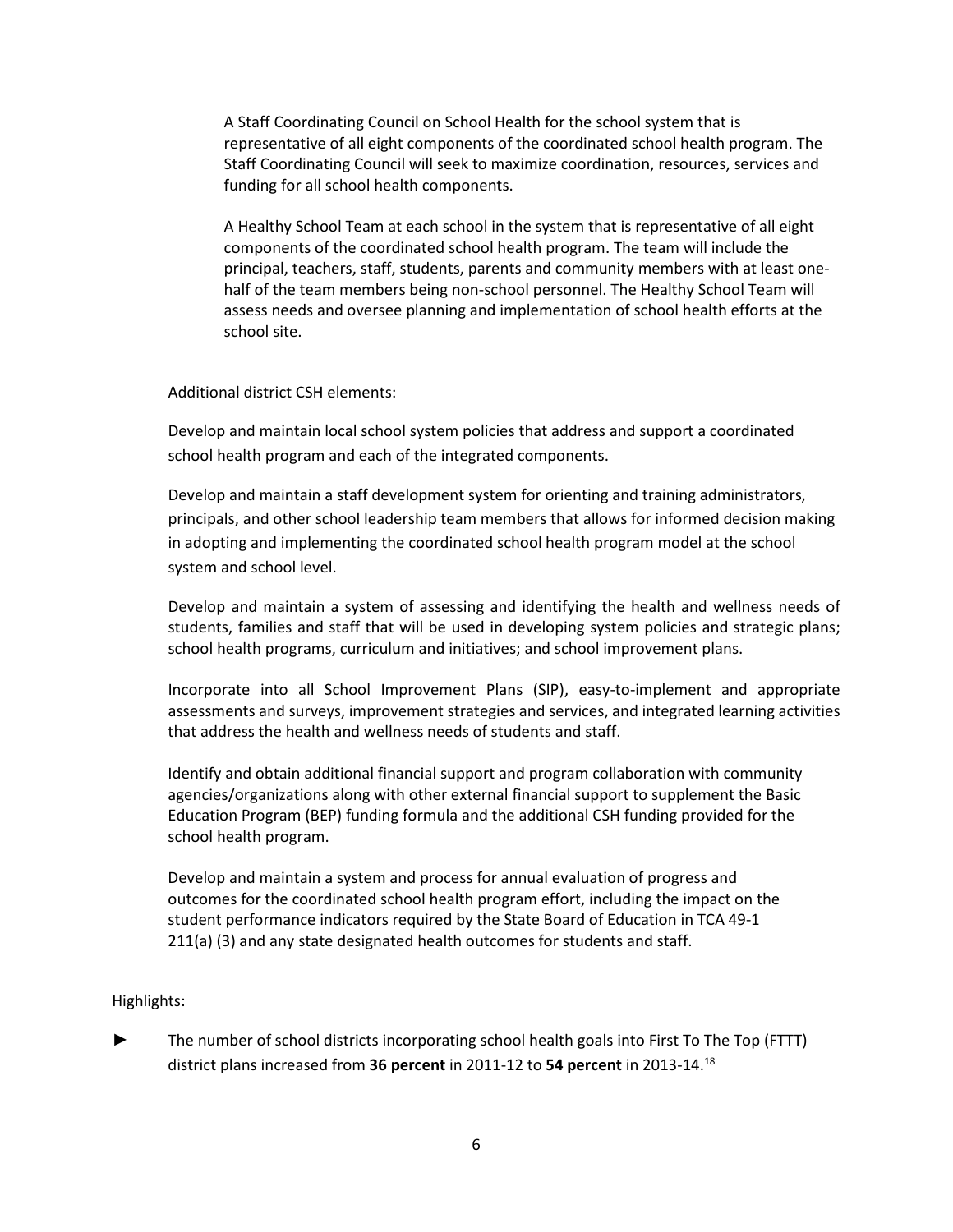A Staff Coordinating Council on School Health for the school system that is representative of all eight components of the coordinated school health program. The Staff Coordinating Council will seek to maximize coordination, resources, services and funding for all school health components.

A Healthy School Team at each school in the system that is representative of all eight components of the coordinated school health program. The team will include the principal, teachers, staff, students, parents and community members with at least one-half of the team members being non-school personnel. The Healthy School Team will assess needs and oversee planning and implementation of school health efforts at the school site.

Additional district CSH elements:

Develop and maintain local school system policies that address and support a coordinated school health program and each of the integrated components.

Develop and maintain a staff development system for orienting and training administrators, principals, and other school leadership team members that allows for informed decision making in adopting and implementing the coordinated school health program model at the school system and school level.

Develop and maintain a system of assessing and identifying the health and wellness needs of students, families and staff that will be used in developing system policies and strategic plans; school health programs, curriculum and initiatives; and school improvement plans.

Incorporate into all School Improvement Plans (SIP), easy-to-implement and appropriate assessments and surveys, improvement strategies and services, and integrated learning activities that address the health and wellness needs of students and staff.

Identify and obtain additional financial support and program collaboration with community agencies/organizations along with other external financial support to supplement the Basic Education Program (BEP) funding formula and the additional CSH funding provided for the school health program.

Develop and maintain a system and process for annual evaluation of progress and outcomes for the coordinated school health program effort, including the impact on the student performance indicators required by the State Board of Education in TCA 49-1 211(a) (3) and any state designated health outcomes for students and staff.

Highlights:

► The number of school districts incorporating school health goals into First To The Top (FTTT) district plans increased from **36 percent** in 2011-12 to **54 percent** in 2013-14.[18]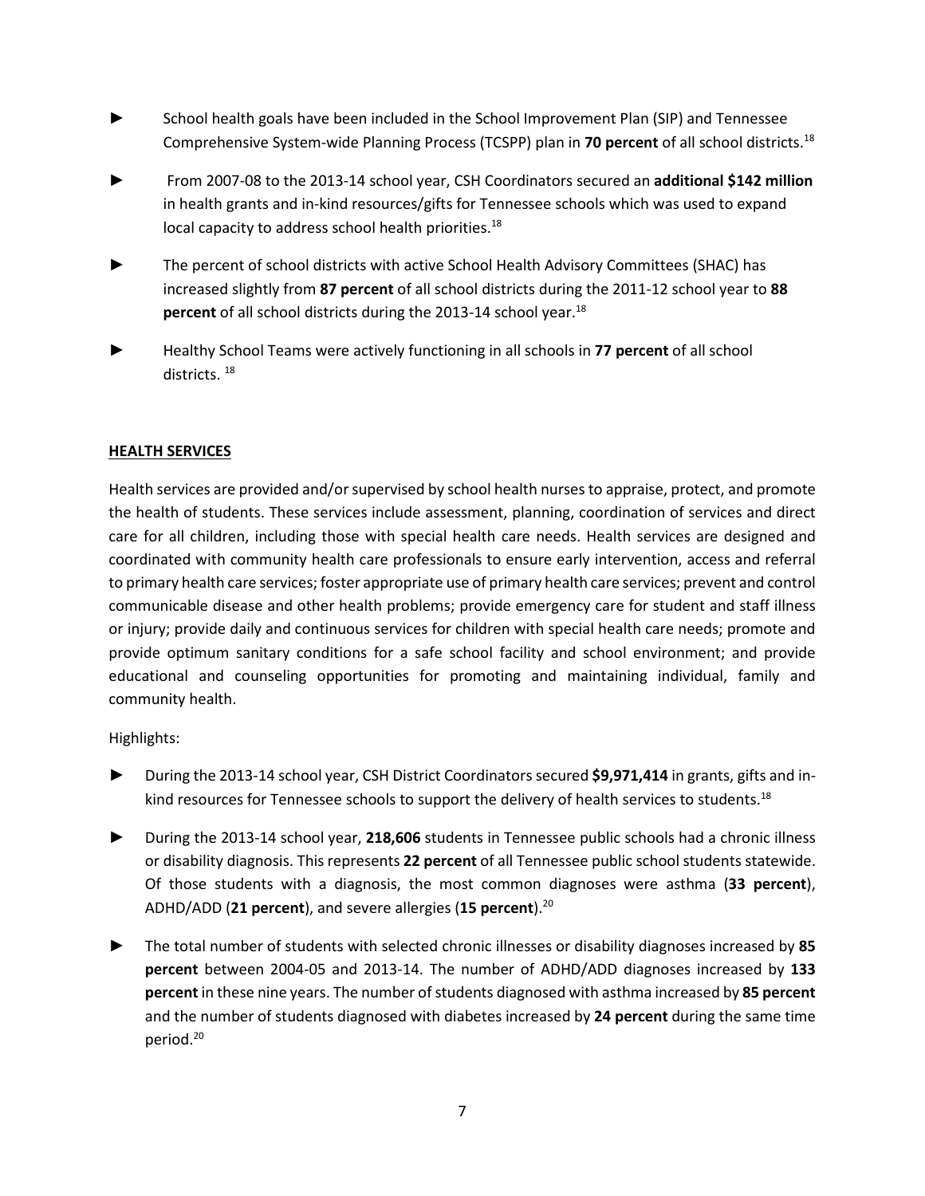- School health goals have been included in the School Improvement Plan (SIP) and Tennessee Comprehensive System-wide Planning Process (TCSPP) plan in **70 percent** of all school districts.[18]
- From 2007-08 to the 2013-14 school year, CSH Coordinators secured an **additional $142 million** in health grants and in-kind resources/gifts for Tennessee schools which was used to expand local capacity to address school health priorities.[18]
- The percent of school districts with active School Health Advisory Committees (SHAC) has increased slightly from **87 percent** of all school districts during the 2011-12 school year to **88 percent** of all school districts during the 2013-14 school year.[18]
- Healthy School Teams were actively functioning in all schools in **77 percent** of all school districts. [18]

## HEALTH SERVICES

Health services are provided and/or supervised by school health nurses to appraise, protect, and promote the health of students. These services include assessment, planning, coordination of services and direct care for all children, including those with special health care needs. Health services are designed and coordinated with community health care professionals to ensure early intervention, access and referral to primary health care services; foster appropriate use of primary health care services; prevent and control communicable disease and other health problems; provide emergency care for student and staff illness or injury; provide daily and continuous services for children with special health care needs; promote and provide optimum sanitary conditions for a safe school facility and school environment; and provide educational and counseling opportunities for promoting and maintaining individual, family and community health.

Highlights:

- During the 2013-14 school year, CSH District Coordinators secured **$9,971,414** in grants, gifts and in-kind resources for Tennessee schools to support the delivery of health services to students.[18]
- During the 2013-14 school year, **218,606** students in Tennessee public schools had a chronic illness or disability diagnosis. This represents **22 percent** of all Tennessee public school students statewide. Of those students with a diagnosis, the most common diagnoses were asthma (**33 percent**), ADHD/ADD (**21 percent**), and severe allergies (**15 percent**).[20]
- The total number of students with selected chronic illnesses or disability diagnoses increased by **85 percent** between 2004-05 and 2013-14. The number of ADHD/ADD diagnoses increased by **133 percent** in these nine years. The number of students diagnosed with asthma increased by **85 percent** and the number of students diagnosed with diabetes increased by **24 percent** during the same time period.[20]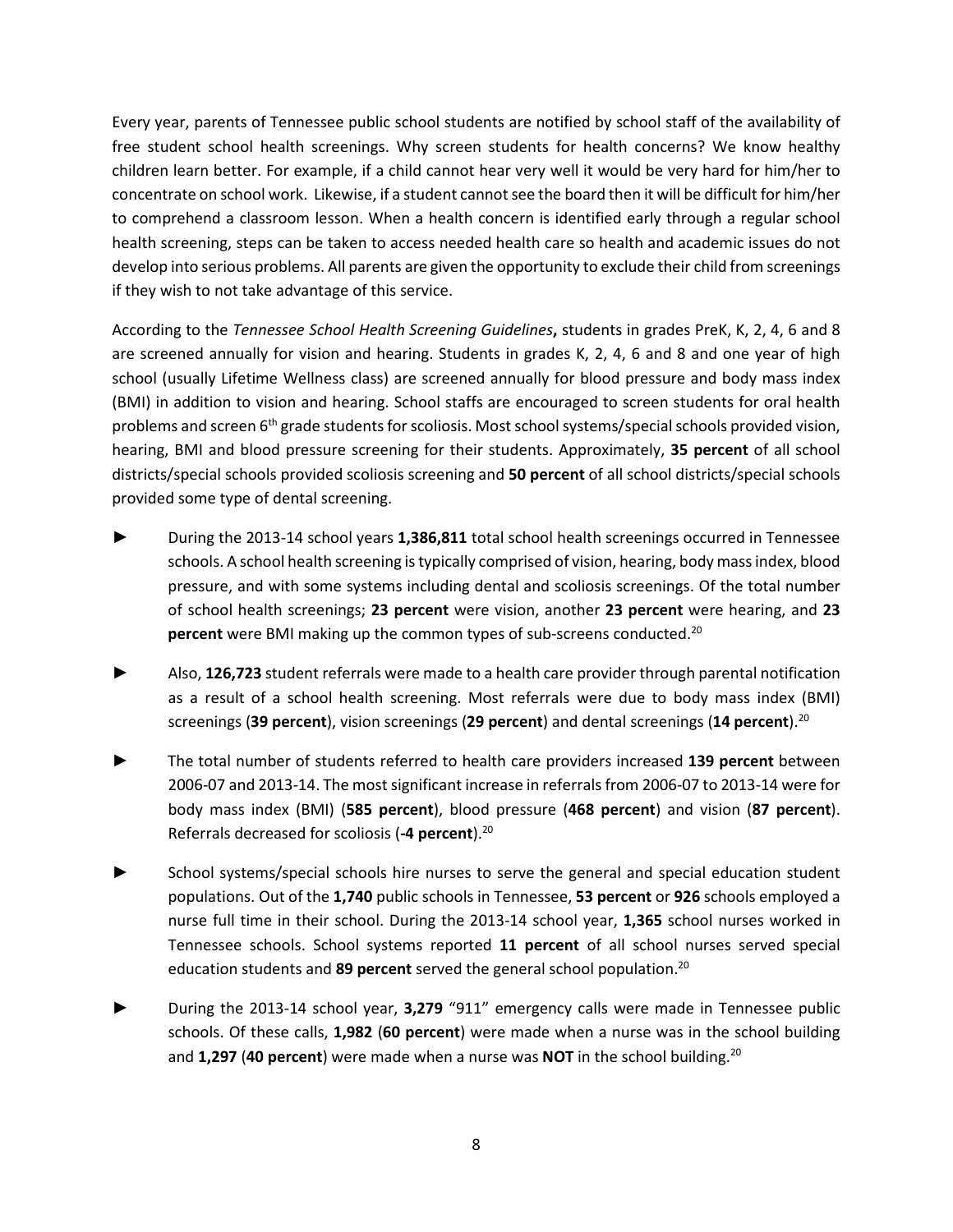Every year, parents of Tennessee public school students are notified by school staff of the availability of free student school health screenings. Why screen students for health concerns? We know healthy children learn better. For example, if a child cannot hear very well it would be very hard for him/her to concentrate on school work. Likewise, if a student cannot see the board then it will be difficult for him/her to comprehend a classroom lesson. When a health concern is identified early through a regular school health screening, steps can be taken to access needed health care so health and academic issues do not develop into serious problems. All parents are given the opportunity to exclude their child from screenings if they wish to not take advantage of this service.

According to the *Tennessee School Health Screening Guidelines***,** students in grades PreK, K, 2, 4, 6 and 8 are screened annually for vision and hearing. Students in grades K, 2, 4, 6 and 8 and one year of high school (usually Lifetime Wellness class) are screened annually for blood pressure and body mass index (BMI) in addition to vision and hearing. School staffs are encouraged to screen students for oral health problems and screen 6th grade students for scoliosis. Most school systems/special schools provided vision, hearing, BMI and blood pressure screening for their students. Approximately, **35 percent** of all school districts/special schools provided scoliosis screening and **50 percent** of all school districts/special schools provided some type of dental screening.

- During the 2013-14 school years **1,386,811** total school health screenings occurred in Tennessee schools. A school health screening is typically comprised of vision, hearing, body mass index, blood pressure, and with some systems including dental and scoliosis screenings. Of the total number of school health screenings; **23 percent** were vision, another **23 percent** were hearing, and **23 percent** were BMI making up the common types of sub-screens conducted.[20]

- Also, **126,723** student referrals were made to a health care provider through parental notification as a result of a school health screening. Most referrals were due to body mass index (BMI) screenings (**39 percent**), vision screenings (**29 percent**) and dental screenings (**14 percent**).[20]

- The total number of students referred to health care providers increased **139 percent** between 2006-07 and 2013-14. The most significant increase in referrals from 2006-07 to 2013-14 were for body mass index (BMI) (**585 percent**), blood pressure (**468 percent**) and vision (**87 percent**). Referrals decreased for scoliosis (**-4 percent**).[20]

- School systems/special schools hire nurses to serve the general and special education student populations. Out of the **1,740** public schools in Tennessee, **53 percent** or **926** schools employed a nurse full time in their school. During the 2013-14 school year, **1,365** school nurses worked in Tennessee schools. School systems reported **11 percent** of all school nurses served special education students and **89 percent** served the general school population.[20]

- During the 2013-14 school year, **3,279** "911" emergency calls were made in Tennessee public schools. Of these calls, **1,982** (**60 percent**) were made when a nurse was in the school building and **1,297** (**40 percent**) were made when a nurse was **NOT** in the school building.[20]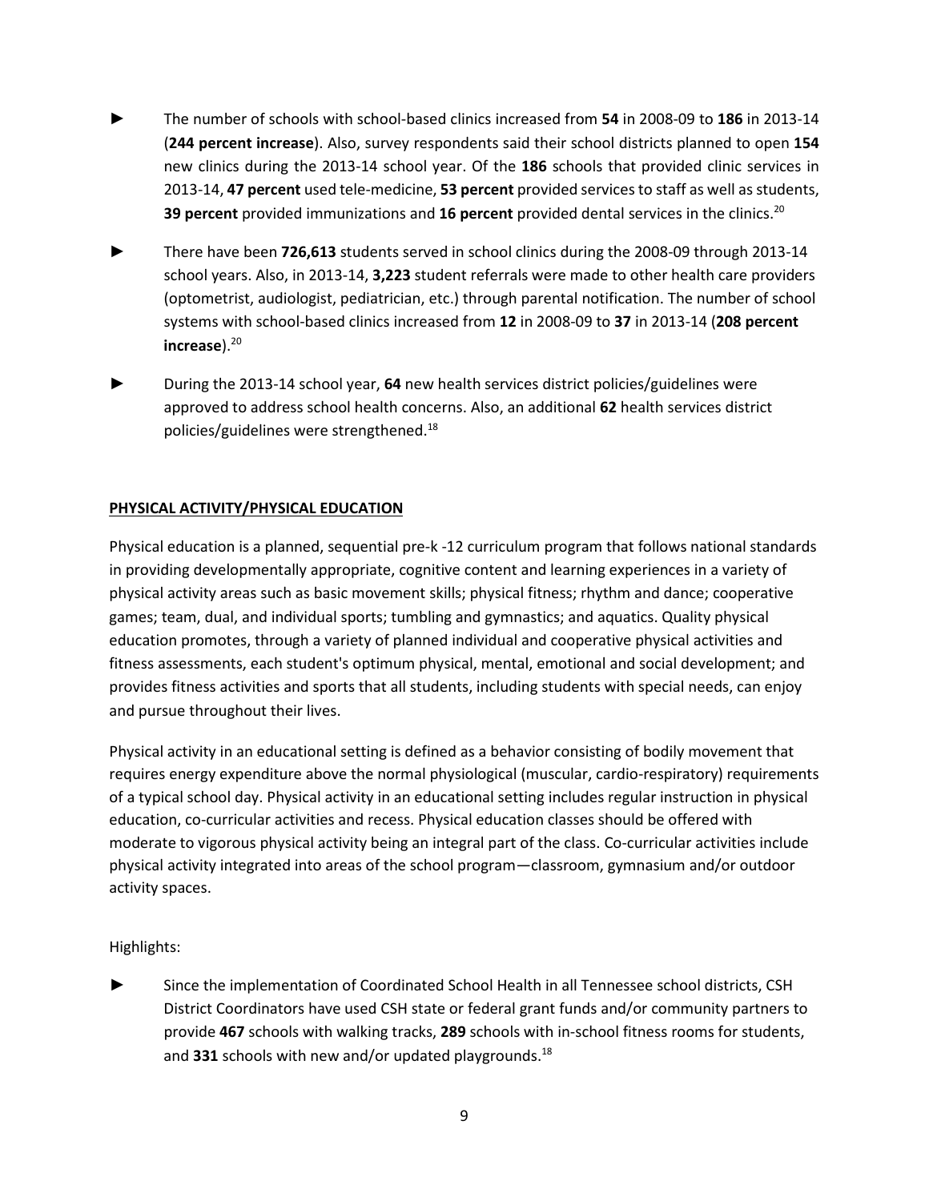- The number of schools with school-based clinics increased from **54** in 2008-09 to **186** in 2013-14 (**244 percent increase**). Also, survey respondents said their school districts planned to open **154** new clinics during the 2013-14 school year. Of the **186** schools that provided clinic services in 2013-14, **47 percent** used tele-medicine, **53 percent** provided services to staff as well as students, **39 percent** provided immunizations and **16 percent** provided dental services in the clinics.[20]

- There have been **726,613** students served in school clinics during the 2008-09 through 2013-14 school years. Also, in 2013-14, **3,223** student referrals were made to other health care providers (optometrist, audiologist, pediatrician, etc.) through parental notification. The number of school systems with school-based clinics increased from **12** in 2008-09 to **37** in 2013-14 (**208 percent increase**).[20]

- During the 2013-14 school year, **64** new health services district policies/guidelines were approved to address school health concerns. Also, an additional **62** health services district policies/guidelines were strengthened.[18]

## PHYSICAL ACTIVITY/PHYSICAL EDUCATION

Physical education is a planned, sequential pre-k -12 curriculum program that follows national standards in providing developmentally appropriate, cognitive content and learning experiences in a variety of physical activity areas such as basic movement skills; physical fitness; rhythm and dance; cooperative games; team, dual, and individual sports; tumbling and gymnastics; and aquatics. Quality physical education promotes, through a variety of planned individual and cooperative physical activities and fitness assessments, each student's optimum physical, mental, emotional and social development; and provides fitness activities and sports that all students, including students with special needs, can enjoy and pursue throughout their lives.

Physical activity in an educational setting is defined as a behavior consisting of bodily movement that requires energy expenditure above the normal physiological (muscular, cardio-respiratory) requirements of a typical school day. Physical activity in an educational setting includes regular instruction in physical education, co-curricular activities and recess. Physical education classes should be offered with moderate to vigorous physical activity being an integral part of the class. Co-curricular activities include physical activity integrated into areas of the school program—classroom, gymnasium and/or outdoor activity spaces.

Highlights:

- Since the implementation of Coordinated School Health in all Tennessee school districts, CSH District Coordinators have used CSH state or federal grant funds and/or community partners to provide **467** schools with walking tracks, **289** schools with in-school fitness rooms for students, and **331** schools with new and/or updated playgrounds.[18]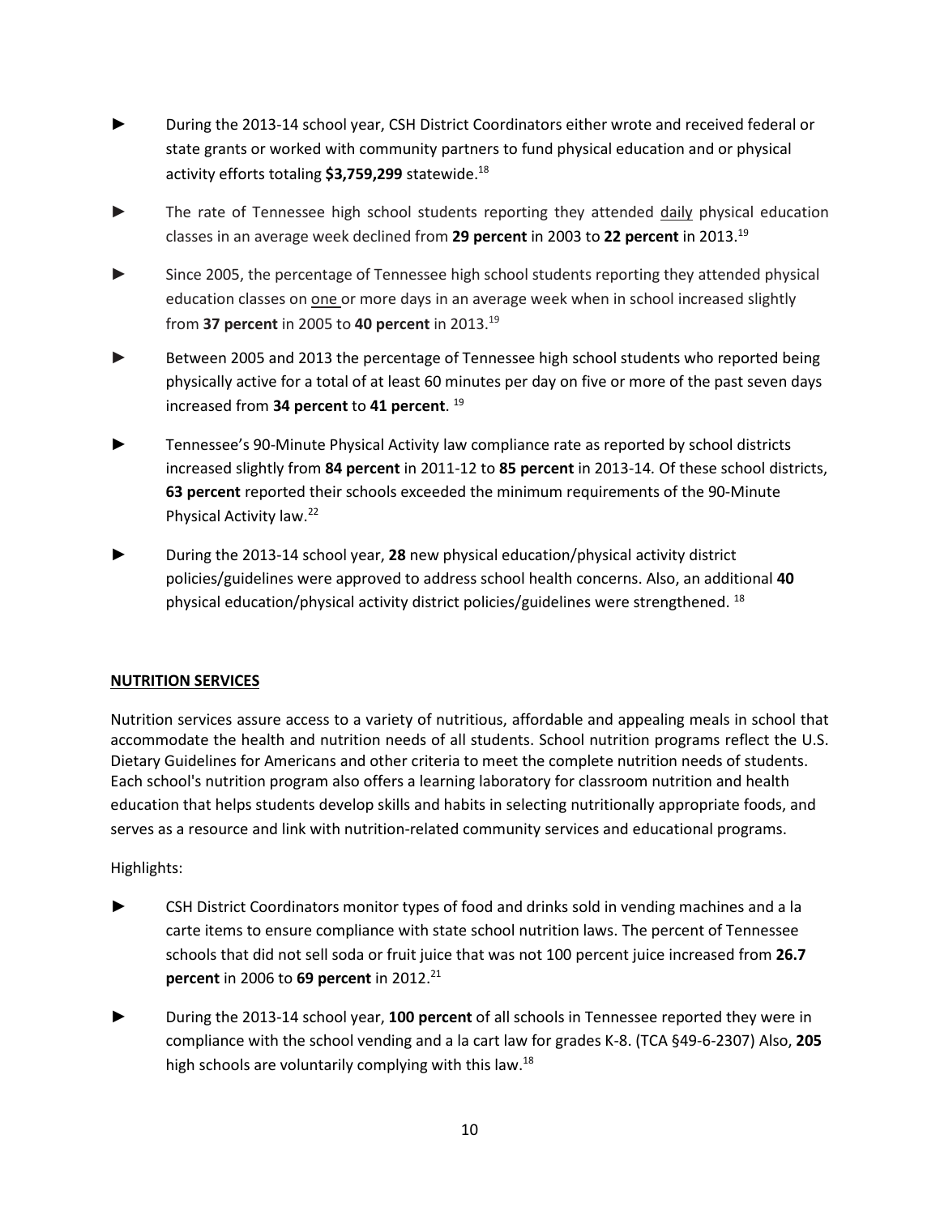- During the 2013-14 school year, CSH District Coordinators either wrote and received federal or state grants or worked with community partners to fund physical education and or physical activity efforts totaling **$3,759,299** statewide.[18]

- The rate of Tennessee high school students reporting they attended daily physical education classes in an average week declined from **29 percent** in 2003 to **22 percent** in 2013.[19]

- Since 2005, the percentage of Tennessee high school students reporting they attended physical education classes on one or more days in an average week when in school increased slightly from **37 percent** in 2005 to **40 percent** in 2013.[19]

- Between 2005 and 2013 the percentage of Tennessee high school students who reported being physically active for a total of at least 60 minutes per day on five or more of the past seven days increased from **34 percent** to **41 percent**.[19]

- Tennessee's 90-Minute Physical Activity law compliance rate as reported by school districts increased slightly from **84 percent** in 2011-12 to **85 percent** in 2013-14. Of these school districts, **63 percent** reported their schools exceeded the minimum requirements of the 90-Minute Physical Activity law.[22]

- During the 2013-14 school year, **28** new physical education/physical activity district policies/guidelines were approved to address school health concerns. Also, an additional **40** physical education/physical activity district policies/guidelines were strengthened.[18]

## NUTRITION SERVICES

Nutrition services assure access to a variety of nutritious, affordable and appealing meals in school that accommodate the health and nutrition needs of all students. School nutrition programs reflect the U.S. Dietary Guidelines for Americans and other criteria to meet the complete nutrition needs of students. Each school's nutrition program also offers a learning laboratory for classroom nutrition and health education that helps students develop skills and habits in selecting nutritionally appropriate foods, and serves as a resource and link with nutrition-related community services and educational programs.

Highlights:

- CSH District Coordinators monitor types of food and drinks sold in vending machines and a la carte items to ensure compliance with state school nutrition laws. The percent of Tennessee schools that did not sell soda or fruit juice that was not 100 percent juice increased from **26.7 percent** in 2006 to **69 percent** in 2012.[21]

- During the 2013-14 school year, **100 percent** of all schools in Tennessee reported they were in compliance with the school vending and a la cart law for grades K-8. (TCA §49-6-2307) Also, **205** high schools are voluntarily complying with this law.[18]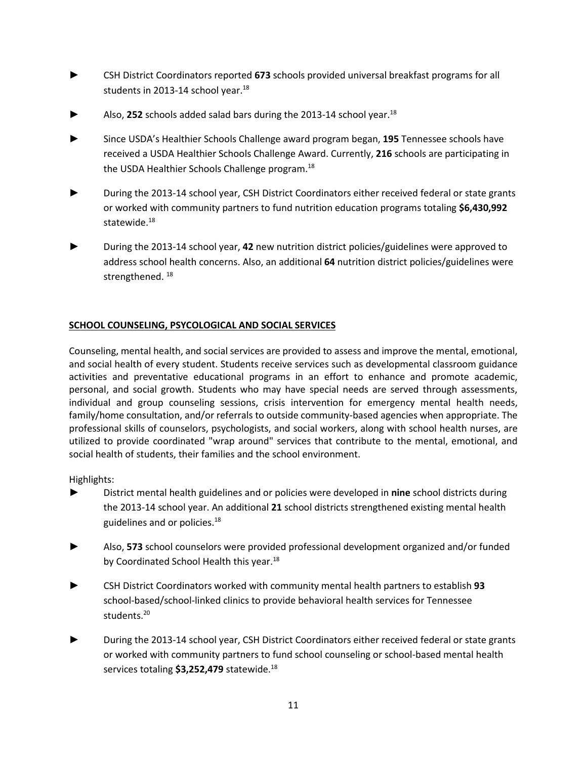- CSH District Coordinators reported **673** schools provided universal breakfast programs for all students in 2013-14 school year.[18]

- Also, **252** schools added salad bars during the 2013-14 school year.[18]

- Since USDA's Healthier Schools Challenge award program began, **195** Tennessee schools have received a USDA Healthier Schools Challenge Award. Currently, **216** schools are participating in the USDA Healthier Schools Challenge program.[18]

- During the 2013-14 school year, CSH District Coordinators either received federal or state grants or worked with community partners to fund nutrition education programs totaling **$6,430,992** statewide.[18]

- During the 2013-14 school year, **42** new nutrition district policies/guidelines were approved to address school health concerns. Also, an additional **64** nutrition district policies/guidelines were strengthened. [18]

## **SCHOOL COUNSELING, PSYCOLOGICAL AND SOCIAL SERVICES**

Counseling, mental health, and social services are provided to assess and improve the mental, emotional, and social health of every student. Students receive services such as developmental classroom guidance activities and preventative educational programs in an effort to enhance and promote academic, personal, and social growth. Students who may have special needs are served through assessments, individual and group counseling sessions, crisis intervention for emergency mental health needs, family/home consultation, and/or referrals to outside community-based agencies when appropriate. The professional skills of counselors, psychologists, and social workers, along with school health nurses, are utilized to provide coordinated "wrap around" services that contribute to the mental, emotional, and social health of students, their families and the school environment.

Highlights:

- District mental health guidelines and or policies were developed in **nine** school districts during the 2013-14 school year. An additional **21** school districts strengthened existing mental health guidelines and or policies.[18]

- Also, **573** school counselors were provided professional development organized and/or funded by Coordinated School Health this year.[18]

- CSH District Coordinators worked with community mental health partners to establish **93** school-based/school-linked clinics to provide behavioral health services for Tennessee students.[20]

- During the 2013-14 school year, CSH District Coordinators either received federal or state grants or worked with community partners to fund school counseling or school-based mental health services totaling **$3,252,479** statewide.[18]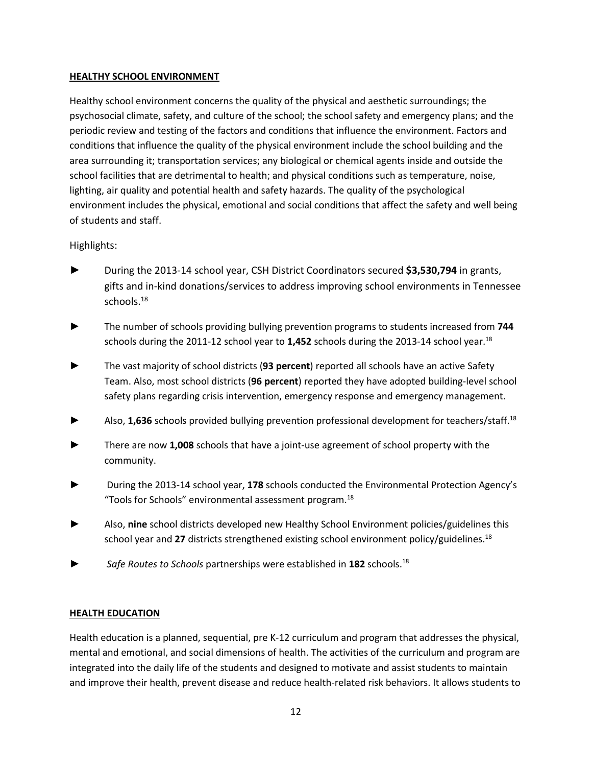## HEALTHY SCHOOL ENVIRONMENT

Healthy school environment concerns the quality of the physical and aesthetic surroundings; the psychosocial climate, safety, and culture of the school; the school safety and emergency plans; and the periodic review and testing of the factors and conditions that influence the environment. Factors and conditions that influence the quality of the physical environment include the school building and the area surrounding it; transportation services; any biological or chemical agents inside and outside the school facilities that are detrimental to health; and physical conditions such as temperature, noise, lighting, air quality and potential health and safety hazards. The quality of the psychological environment includes the physical, emotional and social conditions that affect the safety and well being of students and staff.

Highlights:

► During the 2013-14 school year, CSH District Coordinators secured **$3,530,794** in grants, gifts and in-kind donations/services to address improving school environments in Tennessee schools.[18]

► The number of schools providing bullying prevention programs to students increased from **744** schools during the 2011-12 school year to **1,452** schools during the 2013-14 school year.[18]

► The vast majority of school districts (**93 percent**) reported all schools have an active Safety Team. Also, most school districts (**96 percent**) reported they have adopted building-level school safety plans regarding crisis intervention, emergency response and emergency management.

► Also, **1,636** schools provided bullying prevention professional development for teachers/staff.[18]

► There are now **1,008** schools that have a joint-use agreement of school property with the community.

► During the 2013-14 school year, **178** schools conducted the Environmental Protection Agency's "Tools for Schools" environmental assessment program.[18]

► Also, **nine** school districts developed new Healthy School Environment policies/guidelines this school year and **27** districts strengthened existing school environment policy/guidelines.[18]

► *Safe Routes to Schools* partnerships were established in **182** schools.[18]

## HEALTH EDUCATION

Health education is a planned, sequential, pre K-12 curriculum and program that addresses the physical, mental and emotional, and social dimensions of health. The activities of the curriculum and program are integrated into the daily life of the students and designed to motivate and assist students to maintain and improve their health, prevent disease and reduce health-related risk behaviors. It allows students to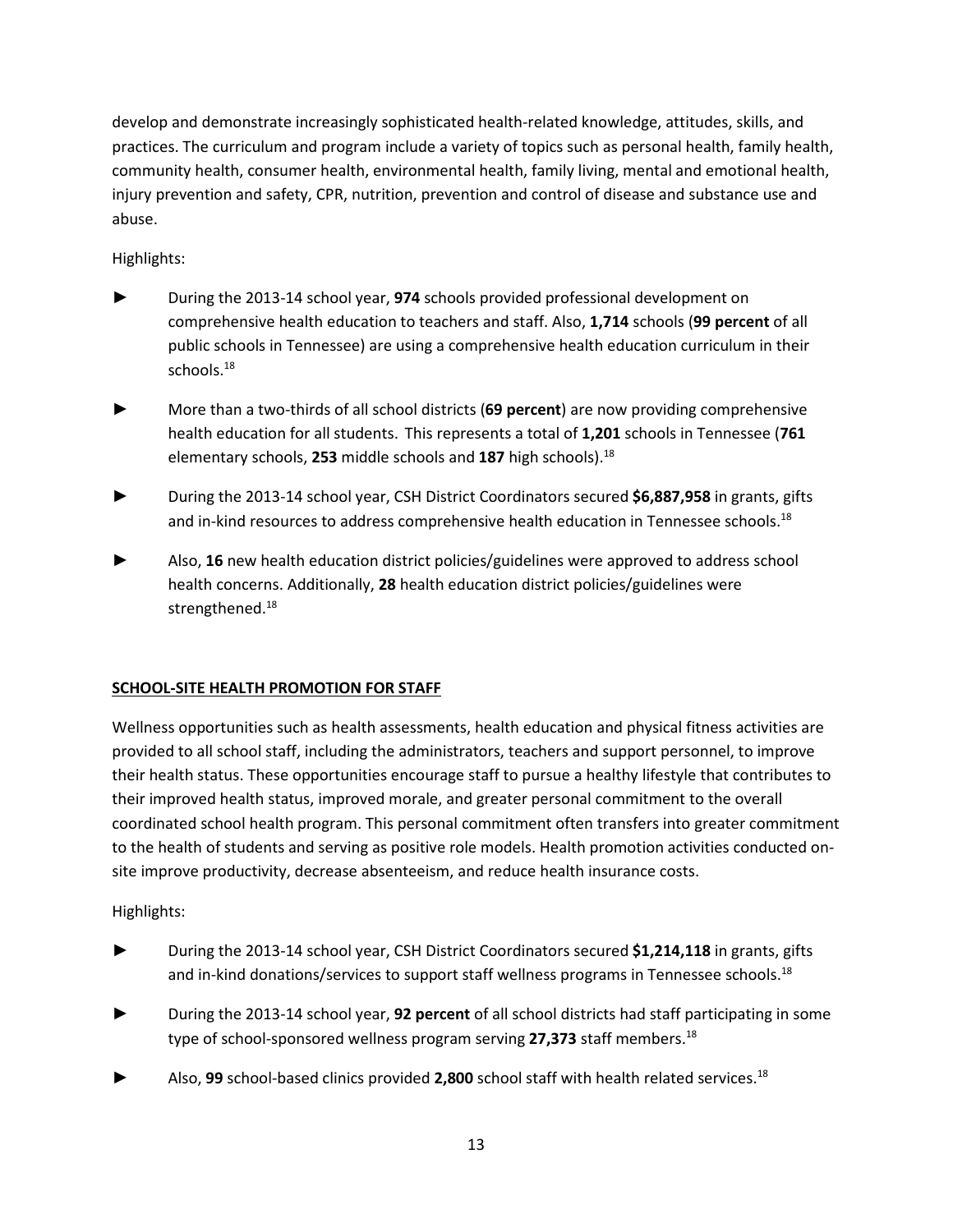develop and demonstrate increasingly sophisticated health-related knowledge, attitudes, skills, and practices. The curriculum and program include a variety of topics such as personal health, family health, community health, consumer health, environmental health, family living, mental and emotional health, injury prevention and safety, CPR, nutrition, prevention and control of disease and substance use and abuse.

Highlights:

► During the 2013-14 school year, **974** schools provided professional development on comprehensive health education to teachers and staff. Also, **1,714** schools (**99 percent** of all public schools in Tennessee) are using a comprehensive health education curriculum in their schools.[18]

► More than a two-thirds of all school districts (**69 percent**) are now providing comprehensive health education for all students. This represents a total of **1,201** schools in Tennessee (**761** elementary schools, **253** middle schools and **187** high schools).[18]

► During the 2013-14 school year, CSH District Coordinators secured **$6,887,958** in grants, gifts and in-kind resources to address comprehensive health education in Tennessee schools.[18]

► Also, **16** new health education district policies/guidelines were approved to address school health concerns. Additionally, **28** health education district policies/guidelines were strengthened.[18]

## SCHOOL-SITE HEALTH PROMOTION FOR STAFF

Wellness opportunities such as health assessments, health education and physical fitness activities are provided to all school staff, including the administrators, teachers and support personnel, to improve their health status. These opportunities encourage staff to pursue a healthy lifestyle that contributes to their improved health status, improved morale, and greater personal commitment to the overall coordinated school health program. This personal commitment often transfers into greater commitment to the health of students and serving as positive role models. Health promotion activities conducted on-site improve productivity, decrease absenteeism, and reduce health insurance costs.

Highlights:

► During the 2013-14 school year, CSH District Coordinators secured **$1,214,118** in grants, gifts and in-kind donations/services to support staff wellness programs in Tennessee schools.[18]

► During the 2013-14 school year, **92 percent** of all school districts had staff participating in some type of school-sponsored wellness program serving **27,373** staff members.[18]

► Also, **99** school-based clinics provided **2,800** school staff with health related services.[18]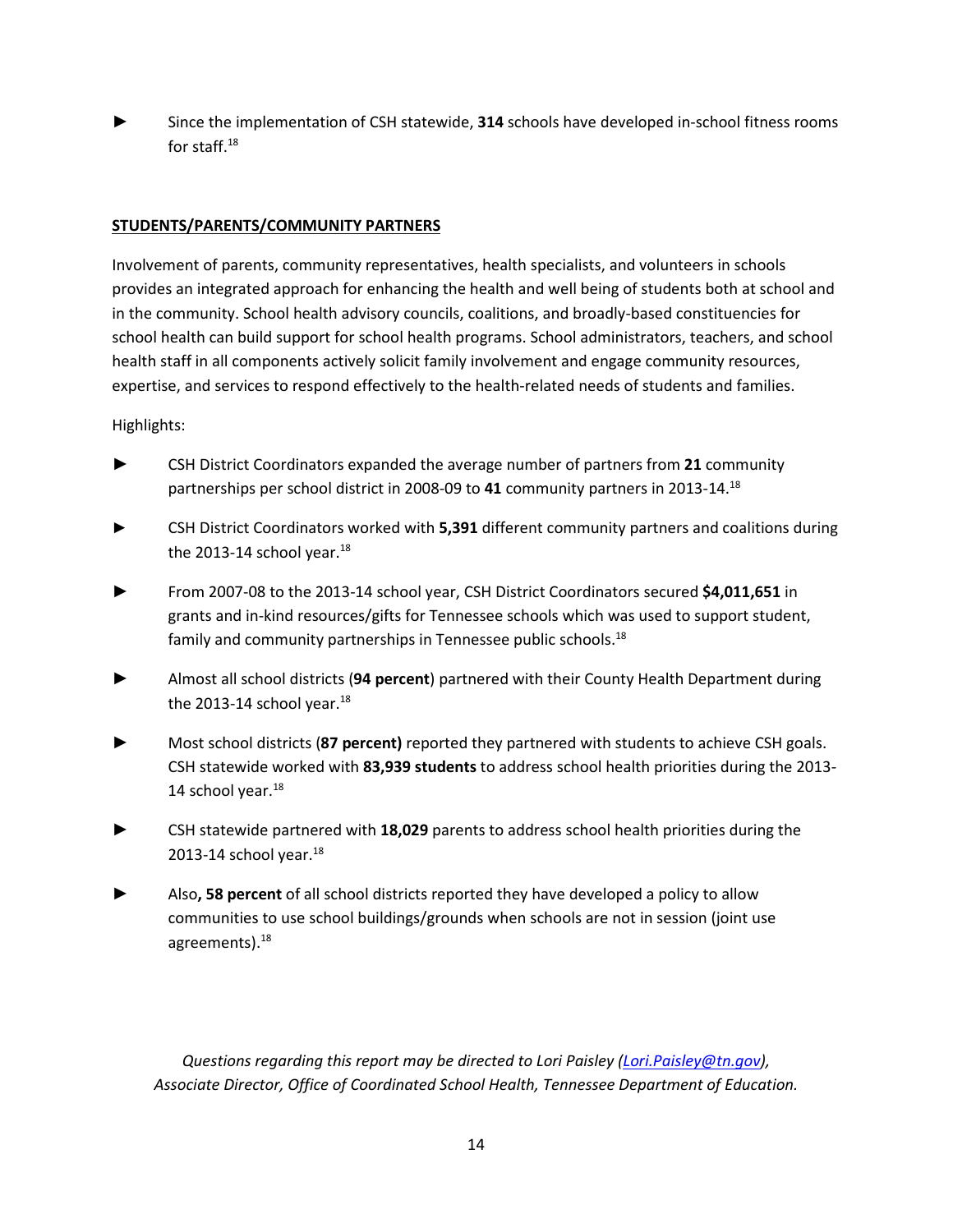► Since the implementation of CSH statewide, **314** schools have developed in-school fitness rooms for staff.[18]

**STUDENTS/PARENTS/COMMUNITY PARTNERS**

Involvement of parents, community representatives, health specialists, and volunteers in schools provides an integrated approach for enhancing the health and well being of students both at school and in the community. School health advisory councils, coalitions, and broadly-based constituencies for school health can build support for school health programs. School administrators, teachers, and school health staff in all components actively solicit family involvement and engage community resources, expertise, and services to respond effectively to the health-related needs of students and families.

Highlights:

► CSH District Coordinators expanded the average number of partners from **21** community partnerships per school district in 2008-09 to **41** community partners in 2013-14.[18]

► CSH District Coordinators worked with **5,391** different community partners and coalitions during the 2013-14 school year.[18]

► From 2007-08 to the 2013-14 school year, CSH District Coordinators secured **$4,011,651** in grants and in-kind resources/gifts for Tennessee schools which was used to support student, family and community partnerships in Tennessee public schools.[18]

► Almost all school districts (**94 percent**) partnered with their County Health Department during the 2013-14 school year.[18]

► Most school districts (**87 percent)** reported they partnered with students to achieve CSH goals. CSH statewide worked with **83,939 students** to address school health priorities during the 2013-14 school year.[18]

► CSH statewide partnered with **18,029** parents to address school health priorities during the 2013-14 school year.[18]

► Also**, 58 percent** of all school districts reported they have developed a policy to allow communities to use school buildings/grounds when schools are not in session (joint use agreements).[18]

*Questions regarding this report may be directed to Lori Paisley (Lori.Paisley@tn.gov), Associate Director, Office of Coordinated School Health, Tennessee Department of Education.*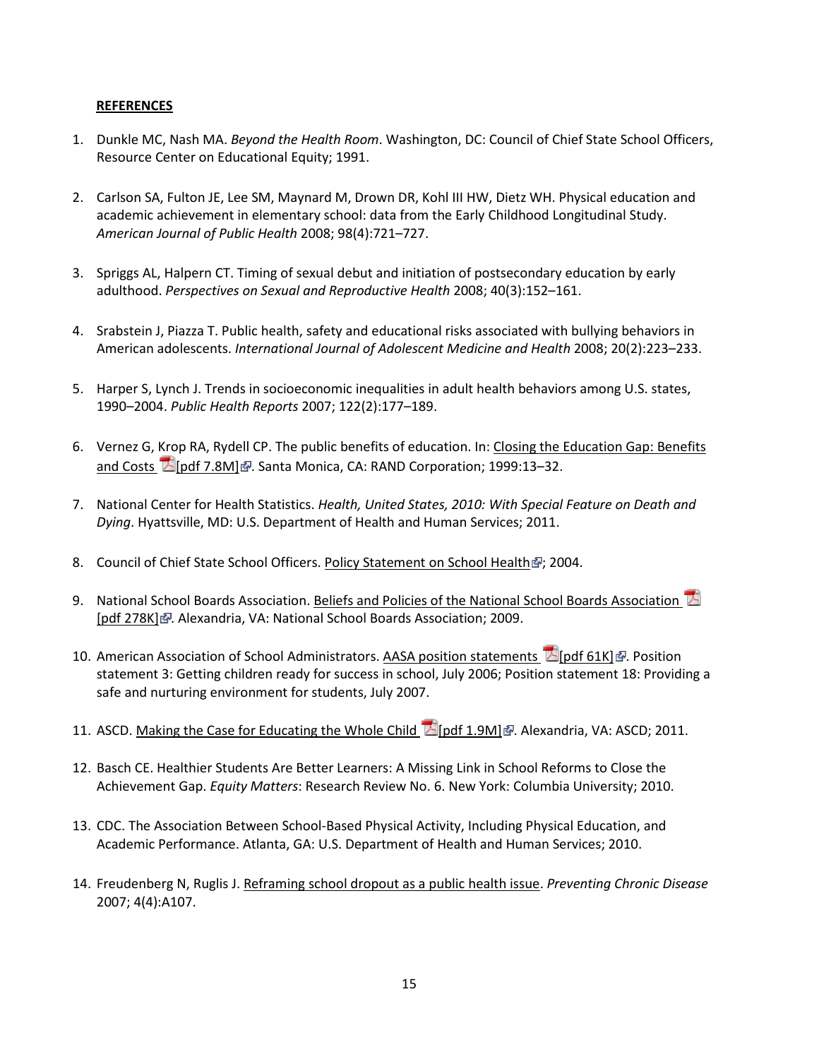**REFERENCES**

1. Dunkle MC, Nash MA. *Beyond the Health Room*. Washington, DC: Council of Chief State School Officers, Resource Center on Educational Equity; 1991.

2. Carlson SA, Fulton JE, Lee SM, Maynard M, Drown DR, Kohl III HW, Dietz WH. Physical education and academic achievement in elementary school: data from the Early Childhood Longitudinal Study. *American Journal of Public Health* 2008; 98(4):721–727.

3. Spriggs AL, Halpern CT. Timing of sexual debut and initiation of postsecondary education by early adulthood. *Perspectives on Sexual and Reproductive Health* 2008; 40(3):152–161.

4. Srabstein J, Piazza T. Public health, safety and educational risks associated with bullying behaviors in American adolescents. *International Journal of Adolescent Medicine and Health* 2008; 20(2):223–233.

5. Harper S, Lynch J. Trends in socioeconomic inequalities in adult health behaviors among U.S. states, 1990–2004. *Public Health Reports* 2007; 122(2):177–189.

6. Vernez G, Krop RA, Rydell CP. The public benefits of education. In: Closing the Education Gap: Benefits and Costs [pdf 7.8M]. Santa Monica, CA: RAND Corporation; 1999:13–32.

7. National Center for Health Statistics. *Health, United States, 2010: With Special Feature on Death and Dying*. Hyattsville, MD: U.S. Department of Health and Human Services; 2011.

8. Council of Chief State School Officers. Policy Statement on School Health; 2004.

9. National School Boards Association. Beliefs and Policies of the National School Boards Association [pdf 278K]. Alexandria, VA: National School Boards Association; 2009.

10. American Association of School Administrators. AASA position statements [pdf 61K]. Position statement 3: Getting children ready for success in school, July 2006; Position statement 18: Providing a safe and nurturing environment for students, July 2007.

11. ASCD. Making the Case for Educating the Whole Child [pdf 1.9M]. Alexandria, VA: ASCD; 2011.

12. Basch CE. Healthier Students Are Better Learners: A Missing Link in School Reforms to Close the Achievement Gap. *Equity Matters*: Research Review No. 6. New York: Columbia University; 2010.

13. CDC. The Association Between School-Based Physical Activity, Including Physical Education, and Academic Performance. Atlanta, GA: U.S. Department of Health and Human Services; 2010.

14. Freudenberg N, Ruglis J. Reframing school dropout as a public health issue. *Preventing Chronic Disease* 2007; 4(4):A107.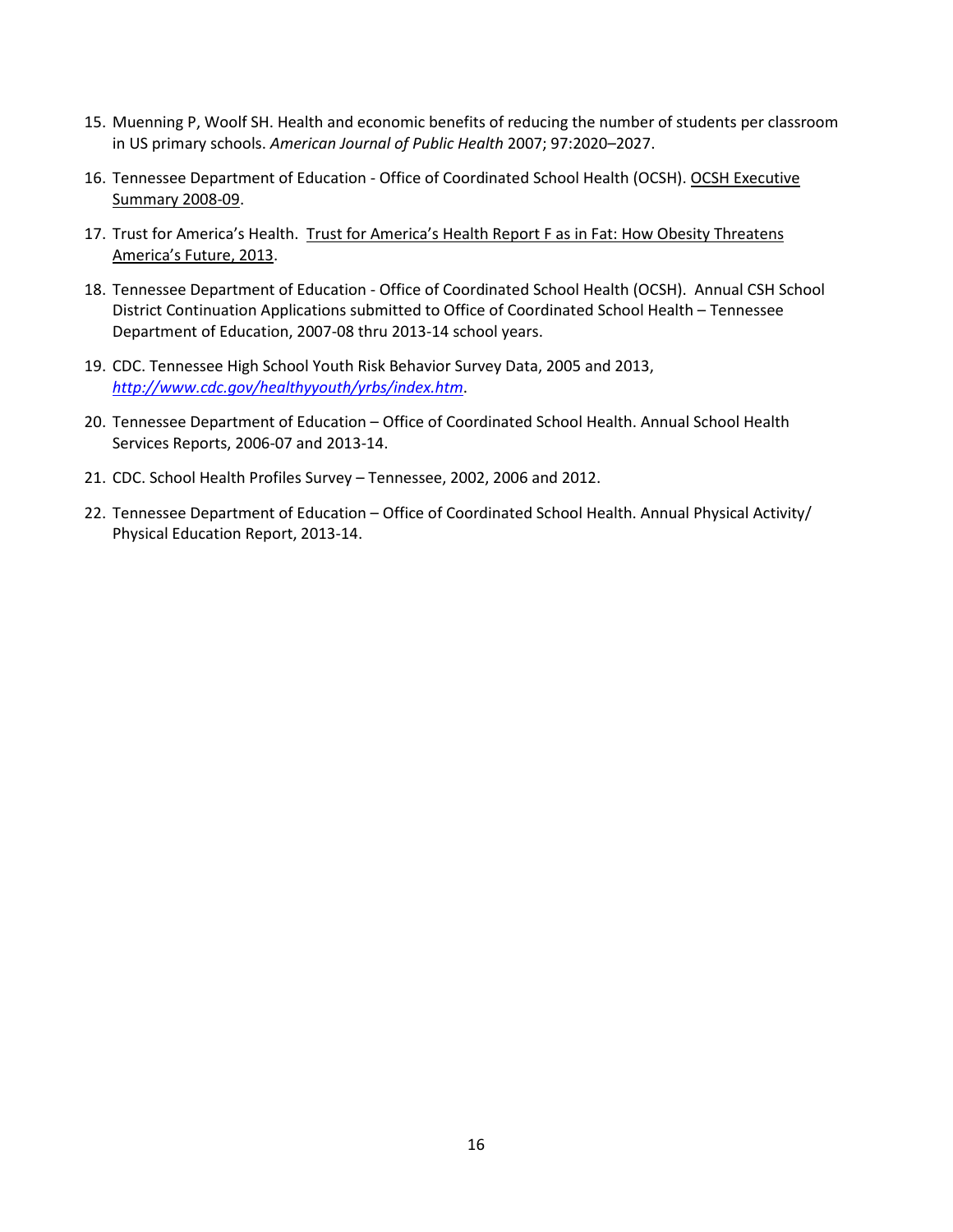15. Muenning P, Woolf SH. Health and economic benefits of reducing the number of students per classroom in US primary schools. *American Journal of Public Health* 2007; 97:2020–2027.

16. Tennessee Department of Education - Office of Coordinated School Health (OCSH). OCSH Executive Summary 2008-09.

17. Trust for America's Health. Trust for America's Health Report F as in Fat: How Obesity Threatens America's Future, 2013.

18. Tennessee Department of Education - Office of Coordinated School Health (OCSH). Annual CSH School District Continuation Applications submitted to Office of Coordinated School Health – Tennessee Department of Education, 2007-08 thru 2013-14 school years.

19. CDC. Tennessee High School Youth Risk Behavior Survey Data, 2005 and 2013, *http://www.cdc.gov/healthyyouth/yrbs/index.htm*.

20. Tennessee Department of Education – Office of Coordinated School Health. Annual School Health Services Reports, 2006-07 and 2013-14.

21. CDC. School Health Profiles Survey – Tennessee, 2002, 2006 and 2012.

22. Tennessee Department of Education – Office of Coordinated School Health. Annual Physical Activity/ Physical Education Report, 2013-14.